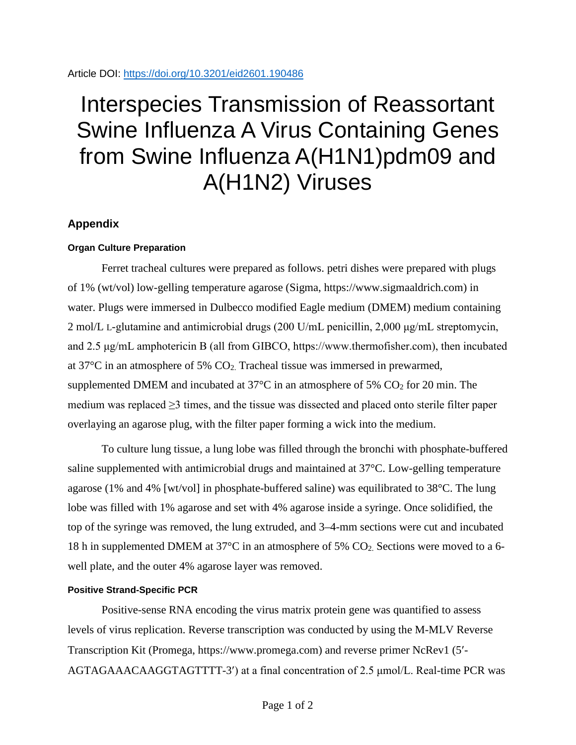Article DOI: https://doi.org/10.3201/eid2601.190486

# Interspecies Transmission of Reassortant Swine Influenza A Virus Containing Genes from Swine Influenza A(H1N1)pdm09 and A(H1N2) Viruses

## Appendix

### Organ Culture Preparation

Ferret tracheal cultures were prepared as follows. petri dishes were prepared with plugs of 1% (wt/vol) low-gelling temperature agarose (Sigma, https://www.sigmaaldrich.com) in water. Plugs were immersed in Dulbecco modified Eagle medium (DMEM) medium containing 2 mol/L L-glutamine and antimicrobial drugs (200 U/mL penicillin, 2,000 μg/mL streptomycin, and 2.5 μg/mL amphotericin B (all from GIBCO, https://www.thermofisher.com), then incubated at 37°C in an atmosphere of 5% $CO_2$. Tracheal tissue was immersed in prewarmed, supplemented DMEM and incubated at 37°C in an atmosphere of 5% $CO_2$ for 20 min. The medium was replaced ≥3 times, and the tissue was dissected and placed onto sterile filter paper overlaying an agarose plug, with the filter paper forming a wick into the medium.

To culture lung tissue, a lung lobe was filled through the bronchi with phosphate-buffered saline supplemented with antimicrobial drugs and maintained at 37°C. Low-gelling temperature agarose (1% and 4% [wt/vol] in phosphate-buffered saline) was equilibrated to 38°C. The lung lobe was filled with 1% agarose and set with 4% agarose inside a syringe. Once solidified, the top of the syringe was removed, the lung extruded, and 3–4-mm sections were cut and incubated 18 h in supplemented DMEM at 37°C in an atmosphere of 5% $CO_2$. Sections were moved to a 6-well plate, and the outer 4% agarose layer was removed.

### Positive Strand-Specific PCR

Positive-sense RNA encoding the virus matrix protein gene was quantified to assess levels of virus replication. Reverse transcription was conducted by using the M-MLV Reverse Transcription Kit (Promega, https://www.promega.com) and reverse primer NcRev1 (5′-AGTAGAAACAAGGTAGTTTT-3′) at a final concentration of 2.5 μmol/L. Real-time PCR was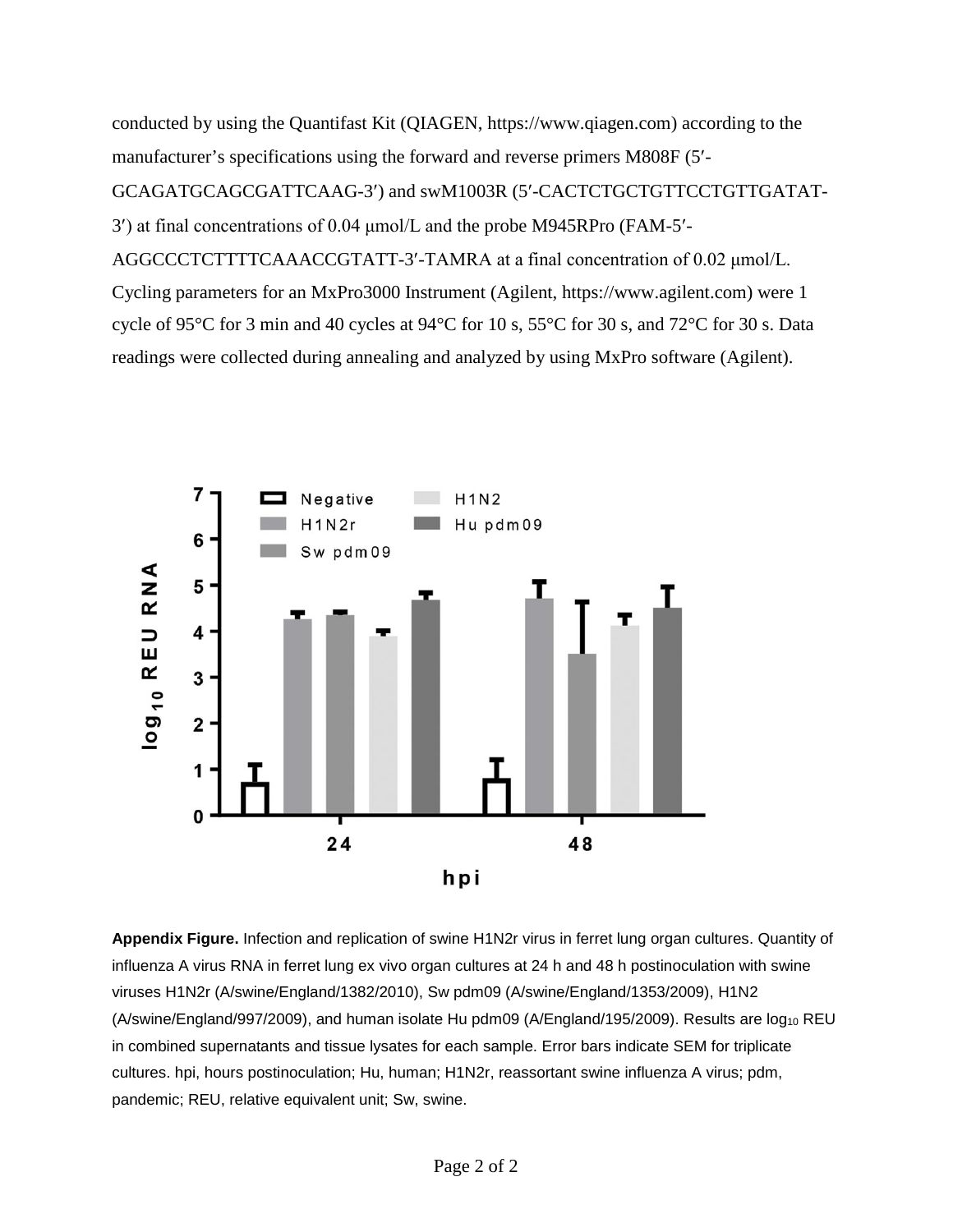conducted by using the Quantifast Kit (QIAGEN, https://www.qiagen.com) according to the manufacturer's specifications using the forward and reverse primers M808F (5′-GCAGATGCAGCGATTCAAG-3′) and swM1003R (5′-CACTCTGCTGTTCCTGTTGATAT-3′) at final concentrations of 0.04 μmol/L and the probe M945RPro (FAM-5′-AGGCCCTCTTTTCAAACCGTATT-3′-TAMRA at a final concentration of 0.02 μmol/L. Cycling parameters for an MxPro3000 Instrument (Agilent, https://www.agilent.com) were 1 cycle of 95°C for 3 min and 40 cycles at 94°C for 10 s, 55°C for 30 s, and 72°C for 30 s. Data readings were collected during annealing and analyzed by using MxPro software (Agilent).

Negative
H1N2
H1N2r
Hu pdm09
Sw pdm09

$\log_{10}$ REU RNA

7
6
5
4
3
2
1
0

24
48

hpi

**Appendix Figure.** Infection and replication of swine H1N2r virus in ferret lung organ cultures. Quantity of influenza A virus RNA in ferret lung ex vivo organ cultures at 24 h and 48 h postinoculation with swine viruses H1N2r (A/swine/England/1382/2010), Sw pdm09 (A/swine/England/1353/2009), H1N2 (A/swine/England/997/2009), and human isolate Hu pdm09 (A/England/195/2009). Results are $\log_{10}$ REU in combined supernatants and tissue lysates for each sample. Error bars indicate SEM for triplicate cultures. hpi, hours postinoculation; Hu, human; H1N2r, reassortant swine influenza A virus; pdm, pandemic; REU, relative equivalent unit; Sw, swine.